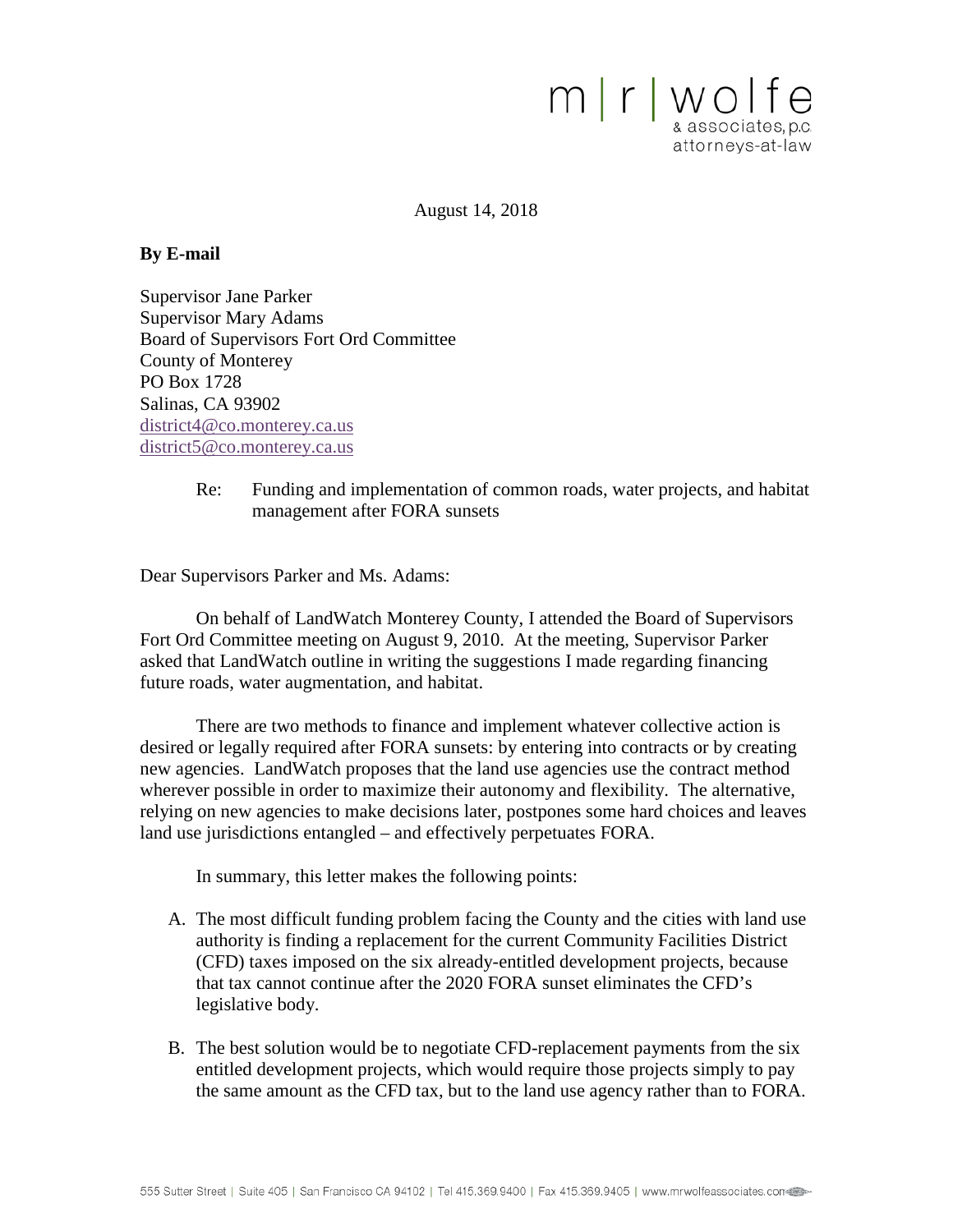m | r | wolfe
& associates, p.c.
attorneys-at-law

August 14, 2018

**By E-mail**

Supervisor Jane Parker
Supervisor Mary Adams
Board of Supervisors Fort Ord Committee
County of Monterey
PO Box 1728
Salinas, CA 93902
district4@co.monterey.ca.us
district5@co.monterey.ca.us

Re: Funding and implementation of common roads, water projects, and habitat management after FORA sunsets

Dear Supervisors Parker and Ms. Adams:

On behalf of LandWatch Monterey County, I attended the Board of Supervisors Fort Ord Committee meeting on August 9, 2010. At the meeting, Supervisor Parker asked that LandWatch outline in writing the suggestions I made regarding financing future roads, water augmentation, and habitat.

There are two methods to finance and implement whatever collective action is desired or legally required after FORA sunsets: by entering into contracts or by creating new agencies. LandWatch proposes that the land use agencies use the contract method wherever possible in order to maximize their autonomy and flexibility. The alternative, relying on new agencies to make decisions later, postpones some hard choices and leaves land use jurisdictions entangled – and effectively perpetuates FORA.

In summary, this letter makes the following points:

A. The most difficult funding problem facing the County and the cities with land use authority is finding a replacement for the current Community Facilities District (CFD) taxes imposed on the six already-entitled development projects, because that tax cannot continue after the 2020 FORA sunset eliminates the CFD's legislative body.

B. The best solution would be to negotiate CFD-replacement payments from the six entitled development projects, which would require those projects simply to pay the same amount as the CFD tax, but to the land use agency rather than to FORA.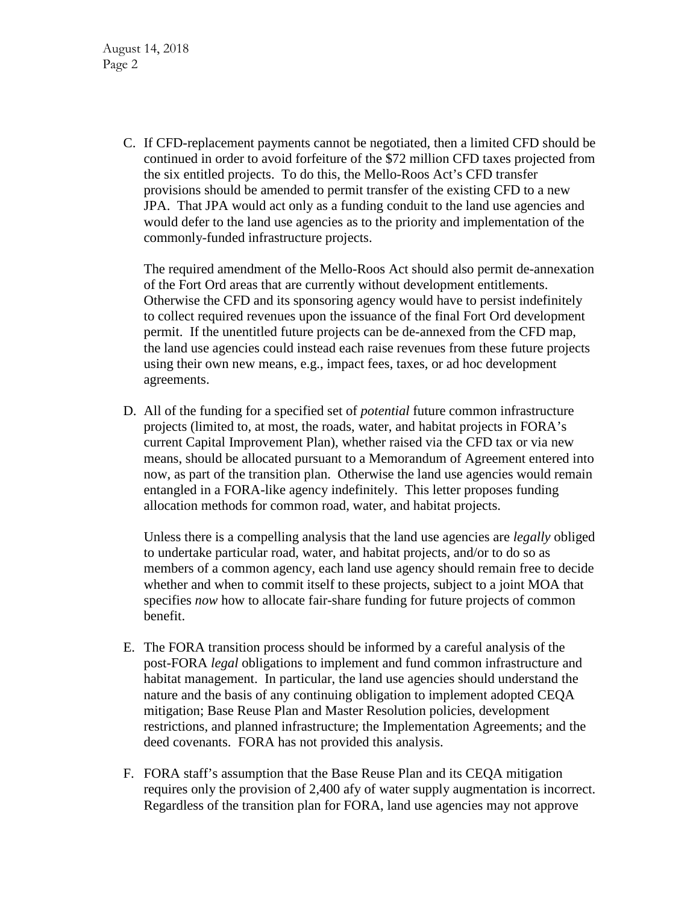C. If CFD-replacement payments cannot be negotiated, then a limited CFD should be continued in order to avoid forfeiture of the $72 million CFD taxes projected from the six entitled projects. To do this, the Mello-Roos Act's CFD transfer provisions should be amended to permit transfer of the existing CFD to a new JPA. That JPA would act only as a funding conduit to the land use agencies and would defer to the land use agencies as to the priority and implementation of the commonly-funded infrastructure projects.

   The required amendment of the Mello-Roos Act should also permit de-annexation of the Fort Ord areas that are currently without development entitlements. Otherwise the CFD and its sponsoring agency would have to persist indefinitely to collect required revenues upon the issuance of the final Fort Ord development permit. If the unentitled future projects can be de-annexed from the CFD map, the land use agencies could instead each raise revenues from these future projects using their own new means, e.g., impact fees, taxes, or ad hoc development agreements.

D. All of the funding for a specified set of *potential* future common infrastructure projects (limited to, at most, the roads, water, and habitat projects in FORA's current Capital Improvement Plan), whether raised via the CFD tax or via new means, should be allocated pursuant to a Memorandum of Agreement entered into now, as part of the transition plan. Otherwise the land use agencies would remain entangled in a FORA-like agency indefinitely. This letter proposes funding allocation methods for common road, water, and habitat projects.

   Unless there is a compelling analysis that the land use agencies are *legally* obliged to undertake particular road, water, and habitat projects, and/or to do so as members of a common agency, each land use agency should remain free to decide whether and when to commit itself to these projects, subject to a joint MOA that specifies *now* how to allocate fair-share funding for future projects of common benefit.

E. The FORA transition process should be informed by a careful analysis of the post-FORA *legal* obligations to implement and fund common infrastructure and habitat management. In particular, the land use agencies should understand the nature and the basis of any continuing obligation to implement adopted CEQA mitigation; Base Reuse Plan and Master Resolution policies, development restrictions, and planned infrastructure; the Implementation Agreements; and the deed covenants. FORA has not provided this analysis.

F. FORA staff's assumption that the Base Reuse Plan and its CEQA mitigation requires only the provision of 2,400 afy of water supply augmentation is incorrect. Regardless of the transition plan for FORA, land use agencies may not approve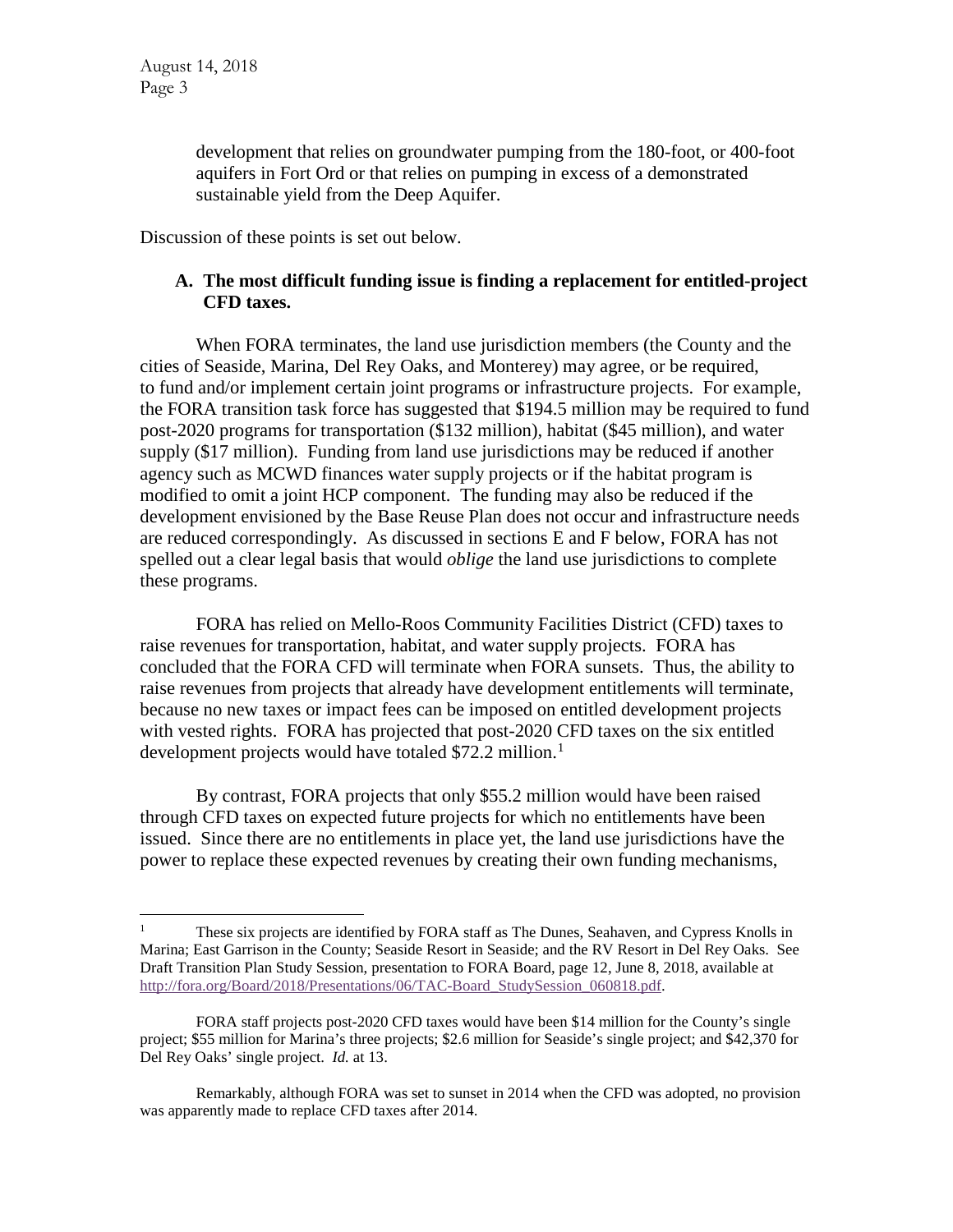development that relies on groundwater pumping from the 180-foot, or 400-foot aquifers in Fort Ord or that relies on pumping in excess of a demonstrated sustainable yield from the Deep Aquifer.

Discussion of these points is set out below.

### A. The most difficult funding issue is finding a replacement for entitled-project CFD taxes.

When FORA terminates, the land use jurisdiction members (the County and the cities of Seaside, Marina, Del Rey Oaks, and Monterey) may agree, or be required, to fund and/or implement certain joint programs or infrastructure projects. For example, the FORA transition task force has suggested that $194.5 million may be required to fund post-2020 programs for transportation ($132 million), habitat ($45 million), and water supply ($17 million). Funding from land use jurisdictions may be reduced if another agency such as MCWD finances water supply projects or if the habitat program is modified to omit a joint HCP component. The funding may also be reduced if the development envisioned by the Base Reuse Plan does not occur and infrastructure needs are reduced correspondingly. As discussed in sections E and F below, FORA has not spelled out a clear legal basis that would *oblige* the land use jurisdictions to complete these programs.

FORA has relied on Mello-Roos Community Facilities District (CFD) taxes to raise revenues for transportation, habitat, and water supply projects. FORA has concluded that the FORA CFD will terminate when FORA sunsets. Thus, the ability to raise revenues from projects that already have development entitlements will terminate, because no new taxes or impact fees can be imposed on entitled development projects with vested rights. FORA has projected that post-2020 CFD taxes on the six entitled development projects would have totaled $72.2 million.[1]

By contrast, FORA projects that only $55.2 million would have been raised through CFD taxes on expected future projects for which no entitlements have been issued. Since there are no entitlements in place yet, the land use jurisdictions have the power to replace these expected revenues by creating their own funding mechanisms,

---

[1] These six projects are identified by FORA staff as The Dunes, Seahaven, and Cypress Knolls in Marina; East Garrison in the County; Seaside Resort in Seaside; and the RV Resort in Del Rey Oaks. See Draft Transition Plan Study Session, presentation to FORA Board, page 12, June 8, 2018, available at http://fora.org/Board/2018/Presentations/06/TAC-Board_StudySession_060818.pdf.

FORA staff projects post-2020 CFD taxes would have been $14 million for the County's single project; $55 million for Marina's three projects; $2.6 million for Seaside's single project; and $42,370 for Del Rey Oaks' single project. *Id.* at 13.

Remarkably, although FORA was set to sunset in 2014 when the CFD was adopted, no provision was apparently made to replace CFD taxes after 2014.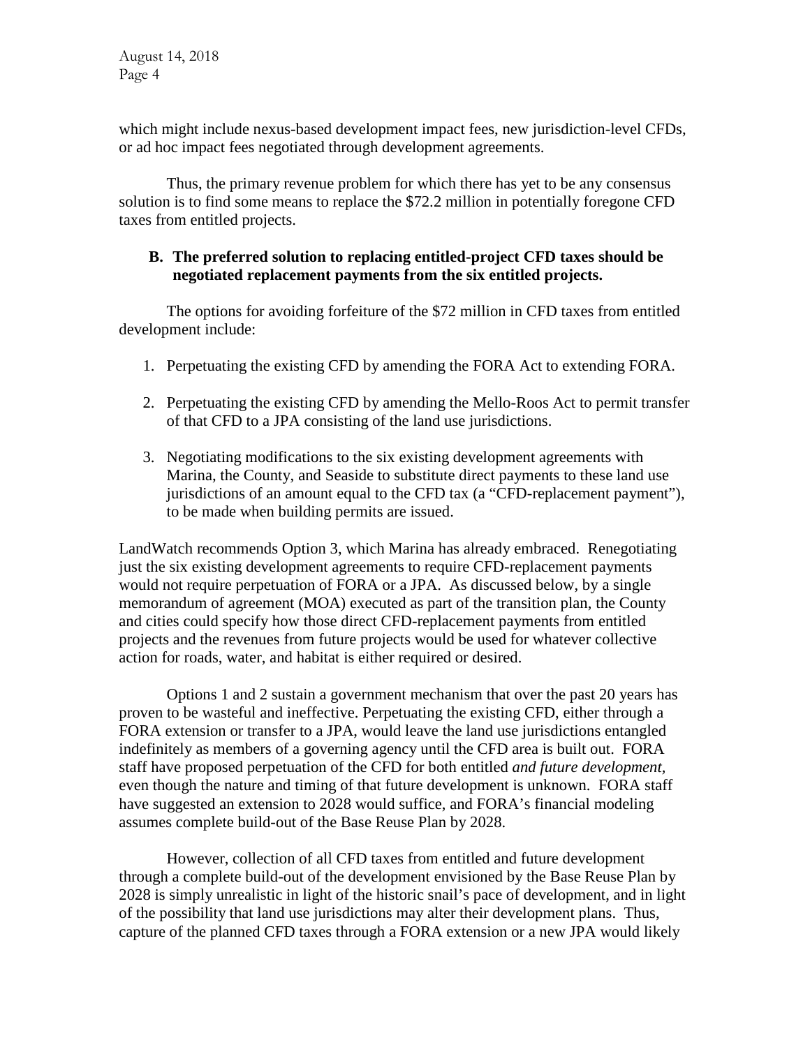which might include nexus-based development impact fees, new jurisdiction-level CFDs, or ad hoc impact fees negotiated through development agreements.

Thus, the primary revenue problem for which there has yet to be any consensus solution is to find some means to replace the $72.2 million in potentially foregone CFD taxes from entitled projects.

**B. The preferred solution to replacing entitled-project CFD taxes should be negotiated replacement payments from the six entitled projects.**

The options for avoiding forfeiture of the $72 million in CFD taxes from entitled development include:

1. Perpetuating the existing CFD by amending the FORA Act to extending FORA.
2. Perpetuating the existing CFD by amending the Mello-Roos Act to permit transfer of that CFD to a JPA consisting of the land use jurisdictions.
3. Negotiating modifications to the six existing development agreements with Marina, the County, and Seaside to substitute direct payments to these land use jurisdictions of an amount equal to the CFD tax (a "CFD-replacement payment"), to be made when building permits are issued.

LandWatch recommends Option 3, which Marina has already embraced. Renegotiating just the six existing development agreements to require CFD-replacement payments would not require perpetuation of FORA or a JPA. As discussed below, by a single memorandum of agreement (MOA) executed as part of the transition plan, the County and cities could specify how those direct CFD-replacement payments from entitled projects and the revenues from future projects would be used for whatever collective action for roads, water, and habitat is either required or desired.

Options 1 and 2 sustain a government mechanism that over the past 20 years has proven to be wasteful and ineffective. Perpetuating the existing CFD, either through a FORA extension or transfer to a JPA, would leave the land use jurisdictions entangled indefinitely as members of a governing agency until the CFD area is built out. FORA staff have proposed perpetuation of the CFD for both entitled *and future development*, even though the nature and timing of that future development is unknown. FORA staff have suggested an extension to 2028 would suffice, and FORA's financial modeling assumes complete build-out of the Base Reuse Plan by 2028.

However, collection of all CFD taxes from entitled and future development through a complete build-out of the development envisioned by the Base Reuse Plan by 2028 is simply unrealistic in light of the historic snail's pace of development, and in light of the possibility that land use jurisdictions may alter their development plans. Thus, capture of the planned CFD taxes through a FORA extension or a new JPA would likely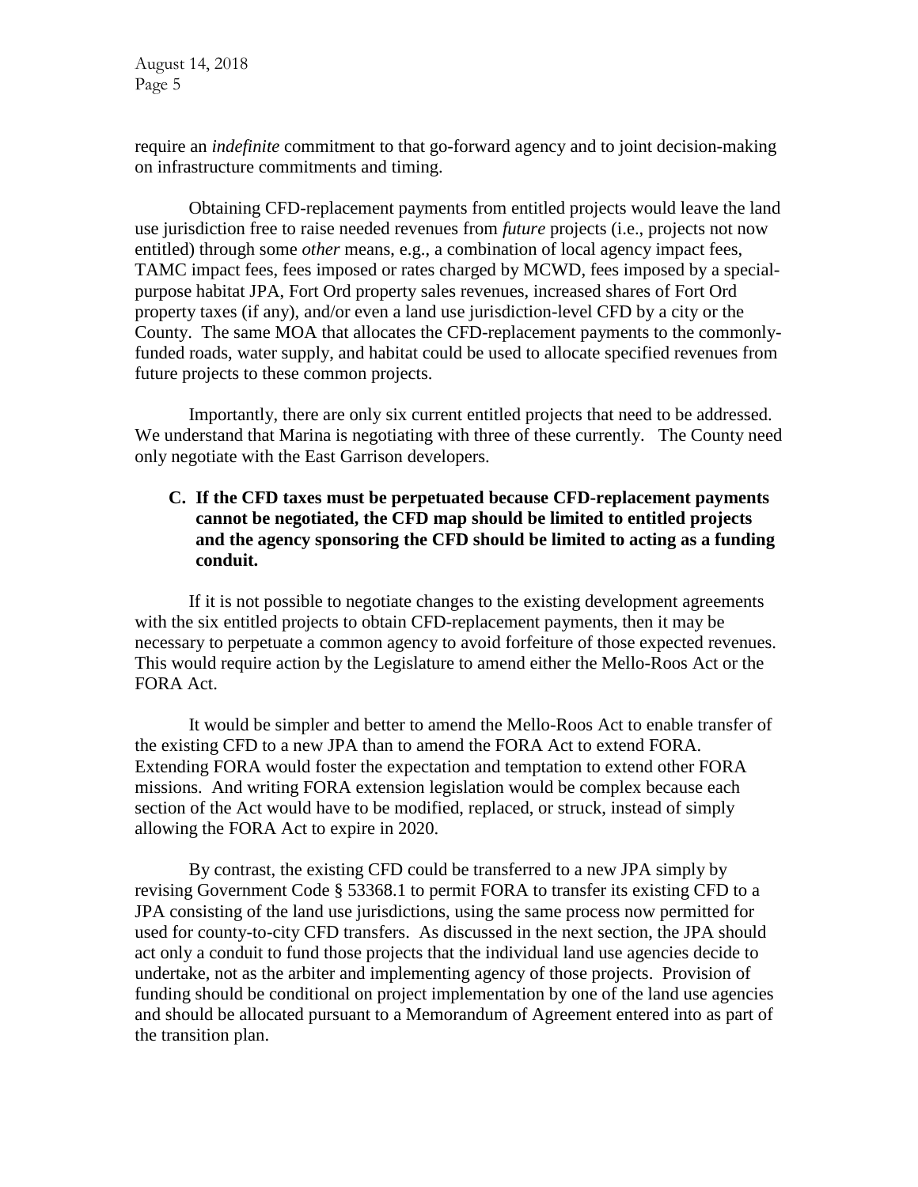require an *indefinite* commitment to that go-forward agency and to joint decision-making on infrastructure commitments and timing.

Obtaining CFD-replacement payments from entitled projects would leave the land use jurisdiction free to raise needed revenues from *future* projects (i.e., projects not now entitled) through some *other* means, e.g., a combination of local agency impact fees, TAMC impact fees, fees imposed or rates charged by MCWD, fees imposed by a special-purpose habitat JPA, Fort Ord property sales revenues, increased shares of Fort Ord property taxes (if any), and/or even a land use jurisdiction-level CFD by a city or the County. The same MOA that allocates the CFD-replacement payments to the commonly-funded roads, water supply, and habitat could be used to allocate specified revenues from future projects to these common projects.

Importantly, there are only six current entitled projects that need to be addressed. We understand that Marina is negotiating with three of these currently. The County need only negotiate with the East Garrison developers.

**C. If the CFD taxes must be perpetuated because CFD-replacement payments cannot be negotiated, the CFD map should be limited to entitled projects and the agency sponsoring the CFD should be limited to acting as a funding conduit.**

If it is not possible to negotiate changes to the existing development agreements with the six entitled projects to obtain CFD-replacement payments, then it may be necessary to perpetuate a common agency to avoid forfeiture of those expected revenues. This would require action by the Legislature to amend either the Mello-Roos Act or the FORA Act.

It would be simpler and better to amend the Mello-Roos Act to enable transfer of the existing CFD to a new JPA than to amend the FORA Act to extend FORA. Extending FORA would foster the expectation and temptation to extend other FORA missions. And writing FORA extension legislation would be complex because each section of the Act would have to be modified, replaced, or struck, instead of simply allowing the FORA Act to expire in 2020.

By contrast, the existing CFD could be transferred to a new JPA simply by revising Government Code § 53368.1 to permit FORA to transfer its existing CFD to a JPA consisting of the land use jurisdictions, using the same process now permitted for used for county-to-city CFD transfers. As discussed in the next section, the JPA should act only a conduit to fund those projects that the individual land use agencies decide to undertake, not as the arbiter and implementing agency of those projects. Provision of funding should be conditional on project implementation by one of the land use agencies and should be allocated pursuant to a Memorandum of Agreement entered into as part of the transition plan.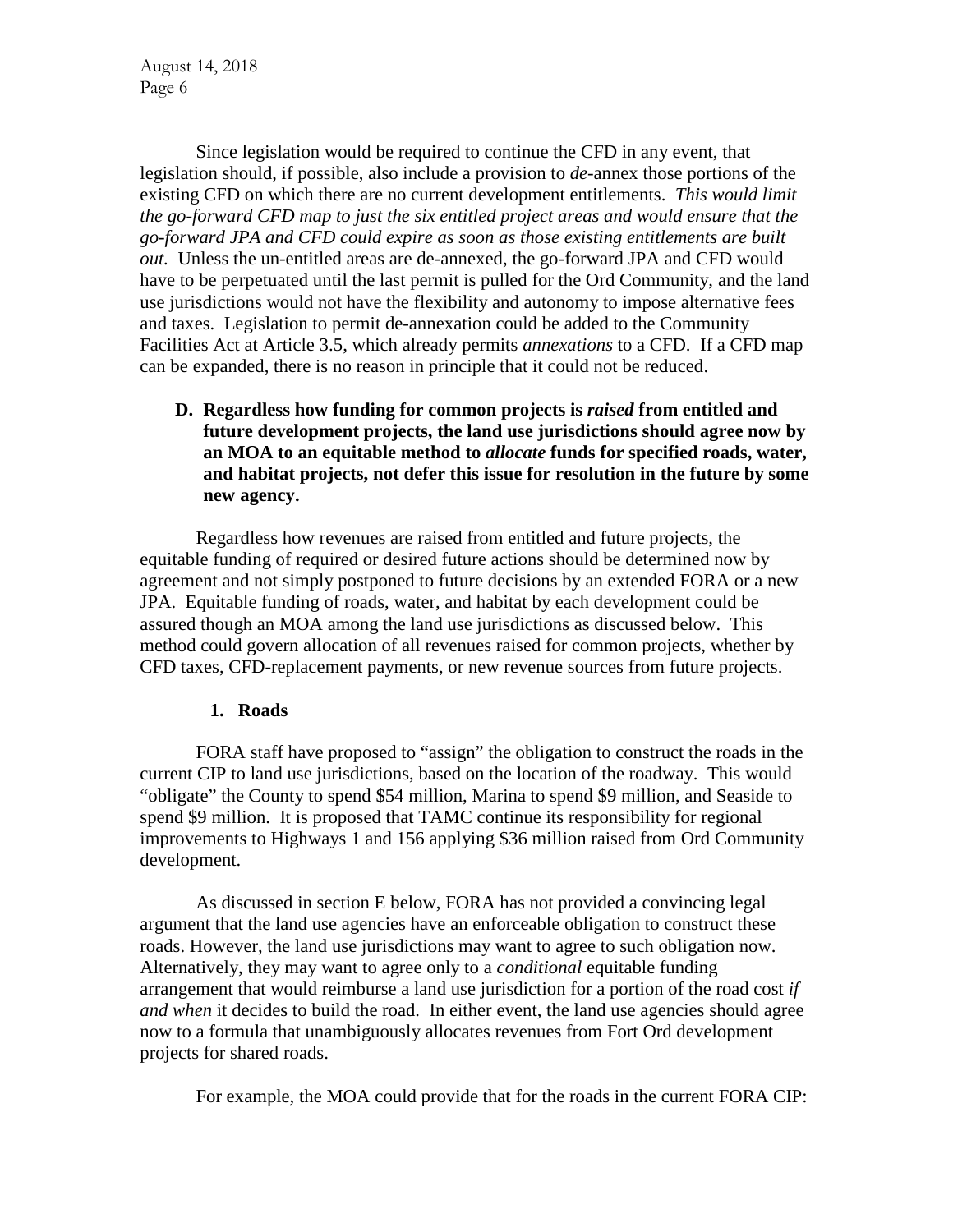Since legislation would be required to continue the CFD in any event, that legislation should, if possible, also include a provision to *de*-annex those portions of the existing CFD on which there are no current development entitlements. *This would limit the go-forward CFD map to just the six entitled project areas and would ensure that the go-forward JPA and CFD could expire as soon as those existing entitlements are built out.* Unless the un-entitled areas are de-annexed, the go-forward JPA and CFD would have to be perpetuated until the last permit is pulled for the Ord Community, and the land use jurisdictions would not have the flexibility and autonomy to impose alternative fees and taxes. Legislation to permit de-annexation could be added to the Community Facilities Act at Article 3.5, which already permits *annexations* to a CFD. If a CFD map can be expanded, there is no reason in principle that it could not be reduced.

**D. Regardless how funding for common projects is *raised* from entitled and future development projects, the land use jurisdictions should agree now by an MOA to an equitable method to *allocate* funds for specified roads, water, and habitat projects, not defer this issue for resolution in the future by some new agency.**

Regardless how revenues are raised from entitled and future projects, the equitable funding of required or desired future actions should be determined now by agreement and not simply postponed to future decisions by an extended FORA or a new JPA. Equitable funding of roads, water, and habitat by each development could be assured though an MOA among the land use jurisdictions as discussed below. This method could govern allocation of all revenues raised for common projects, whether by CFD taxes, CFD-replacement payments, or new revenue sources from future projects.

**1. Roads**

FORA staff have proposed to "assign" the obligation to construct the roads in the current CIP to land use jurisdictions, based on the location of the roadway. This would "obligate" the County to spend $54 million, Marina to spend $9 million, and Seaside to spend $9 million. It is proposed that TAMC continue its responsibility for regional improvements to Highways 1 and 156 applying $36 million raised from Ord Community development.

As discussed in section E below, FORA has not provided a convincing legal argument that the land use agencies have an enforceable obligation to construct these roads. However, the land use jurisdictions may want to agree to such obligation now. Alternatively, they may want to agree only to a *conditional* equitable funding arrangement that would reimburse a land use jurisdiction for a portion of the road cost *if and when* it decides to build the road. In either event, the land use agencies should agree now to a formula that unambiguously allocates revenues from Fort Ord development projects for shared roads.

For example, the MOA could provide that for the roads in the current FORA CIP: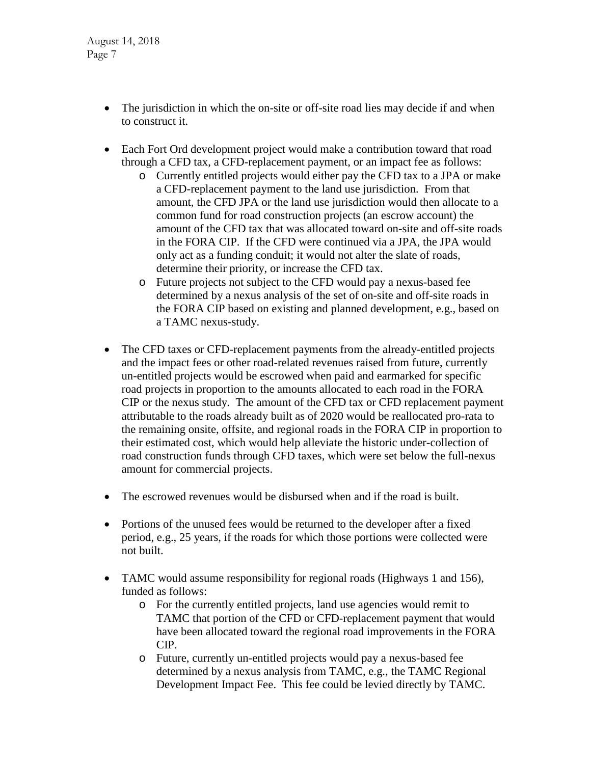- The jurisdiction in which the on-site or off-site road lies may decide if and when to construct it.

- Each Fort Ord development project would make a contribution toward that road through a CFD tax, a CFD-replacement payment, or an impact fee as follows:
  - Currently entitled projects would either pay the CFD tax to a JPA or make a CFD-replacement payment to the land use jurisdiction. From that amount, the CFD JPA or the land use jurisdiction would then allocate to a common fund for road construction projects (an escrow account) the amount of the CFD tax that was allocated toward on-site and off-site roads in the FORA CIP. If the CFD were continued via a JPA, the JPA would only act as a funding conduit; it would not alter the slate of roads, determine their priority, or increase the CFD tax.
  - Future projects not subject to the CFD would pay a nexus-based fee determined by a nexus analysis of the set of on-site and off-site roads in the FORA CIP based on existing and planned development, e.g., based on a TAMC nexus-study.

- The CFD taxes or CFD-replacement payments from the already-entitled projects and the impact fees or other road-related revenues raised from future, currently un-entitled projects would be escrowed when paid and earmarked for specific road projects in proportion to the amounts allocated to each road in the FORA CIP or the nexus study. The amount of the CFD tax or CFD replacement payment attributable to the roads already built as of 2020 would be reallocated pro-rata to the remaining onsite, offsite, and regional roads in the FORA CIP in proportion to their estimated cost, which would help alleviate the historic under-collection of road construction funds through CFD taxes, which were set below the full-nexus amount for commercial projects.

- The escrowed revenues would be disbursed when and if the road is built.

- Portions of the unused fees would be returned to the developer after a fixed period, e.g., 25 years, if the roads for which those portions were collected were not built.

- TAMC would assume responsibility for regional roads (Highways 1 and 156), funded as follows:
  - For the currently entitled projects, land use agencies would remit to TAMC that portion of the CFD or CFD-replacement payment that would have been allocated toward the regional road improvements in the FORA CIP.
  - Future, currently un-entitled projects would pay a nexus-based fee determined by a nexus analysis from TAMC, e.g., the TAMC Regional Development Impact Fee. This fee could be levied directly by TAMC.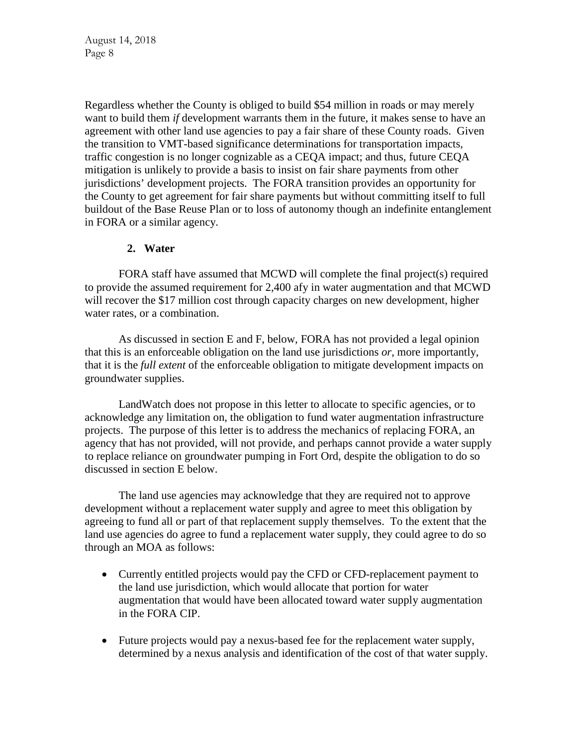Regardless whether the County is obliged to build $54 million in roads or may merely want to build them *if* development warrants them in the future, it makes sense to have an agreement with other land use agencies to pay a fair share of these County roads. Given the transition to VMT-based significance determinations for transportation impacts, traffic congestion is no longer cognizable as a CEQA impact; and thus, future CEQA mitigation is unlikely to provide a basis to insist on fair share payments from other jurisdictions' development projects. The FORA transition provides an opportunity for the County to get agreement for fair share payments but without committing itself to full buildout of the Base Reuse Plan or to loss of autonomy though an indefinite entanglement in FORA or a similar agency.

**2. Water**

FORA staff have assumed that MCWD will complete the final project(s) required to provide the assumed requirement for 2,400 afy in water augmentation and that MCWD will recover the $17 million cost through capacity charges on new development, higher water rates, or a combination.

As discussed in section E and F, below, FORA has not provided a legal opinion that this is an enforceable obligation on the land use jurisdictions *or*, more importantly, that it is the *full extent* of the enforceable obligation to mitigate development impacts on groundwater supplies.

LandWatch does not propose in this letter to allocate to specific agencies, or to acknowledge any limitation on, the obligation to fund water augmentation infrastructure projects. The purpose of this letter is to address the mechanics of replacing FORA, an agency that has not provided, will not provide, and perhaps cannot provide a water supply to replace reliance on groundwater pumping in Fort Ord, despite the obligation to do so discussed in section E below.

The land use agencies may acknowledge that they are required not to approve development without a replacement water supply and agree to meet this obligation by agreeing to fund all or part of that replacement supply themselves. To the extent that the land use agencies do agree to fund a replacement water supply, they could agree to do so through an MOA as follows:

- Currently entitled projects would pay the CFD or CFD-replacement payment to the land use jurisdiction, which would allocate that portion for water augmentation that would have been allocated toward water supply augmentation in the FORA CIP.
- Future projects would pay a nexus-based fee for the replacement water supply, determined by a nexus analysis and identification of the cost of that water supply.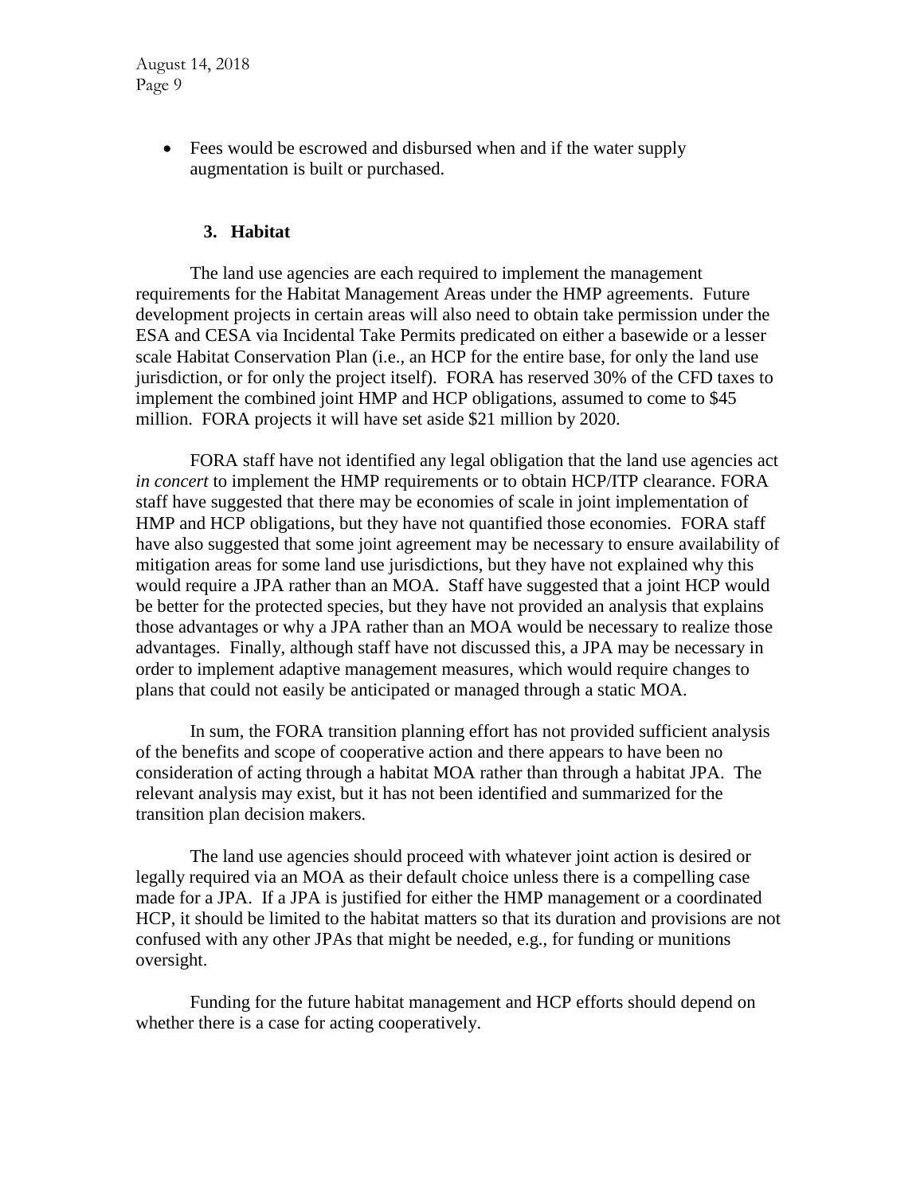- Fees would be escrowed and disbursed when and if the water supply augmentation is built or purchased.

### 3. Habitat

The land use agencies are each required to implement the management requirements for the Habitat Management Areas under the HMP agreements. Future development projects in certain areas will also need to obtain take permission under the ESA and CESA via Incidental Take Permits predicated on either a basewide or a lesser scale Habitat Conservation Plan (i.e., an HCP for the entire base, for only the land use jurisdiction, or for only the project itself). FORA has reserved 30% of the CFD taxes to implement the combined joint HMP and HCP obligations, assumed to come to $45 million. FORA projects it will have set aside $21 million by 2020.

FORA staff have not identified any legal obligation that the land use agencies act *in concert* to implement the HMP requirements or to obtain HCP/ITP clearance. FORA staff have suggested that there may be economies of scale in joint implementation of HMP and HCP obligations, but they have not quantified those economies. FORA staff have also suggested that some joint agreement may be necessary to ensure availability of mitigation areas for some land use jurisdictions, but they have not explained why this would require a JPA rather than an MOA. Staff have suggested that a joint HCP would be better for the protected species, but they have not provided an analysis that explains those advantages or why a JPA rather than an MOA would be necessary to realize those advantages. Finally, although staff have not discussed this, a JPA may be necessary in order to implement adaptive management measures, which would require changes to plans that could not easily be anticipated or managed through a static MOA.

In sum, the FORA transition planning effort has not provided sufficient analysis of the benefits and scope of cooperative action and there appears to have been no consideration of acting through a habitat MOA rather than through a habitat JPA. The relevant analysis may exist, but it has not been identified and summarized for the transition plan decision makers.

The land use agencies should proceed with whatever joint action is desired or legally required via an MOA as their default choice unless there is a compelling case made for a JPA. If a JPA is justified for either the HMP management or a coordinated HCP, it should be limited to the habitat matters so that its duration and provisions are not confused with any other JPAs that might be needed, e.g., for funding or munitions oversight.

Funding for the future habitat management and HCP efforts should depend on whether there is a case for acting cooperatively.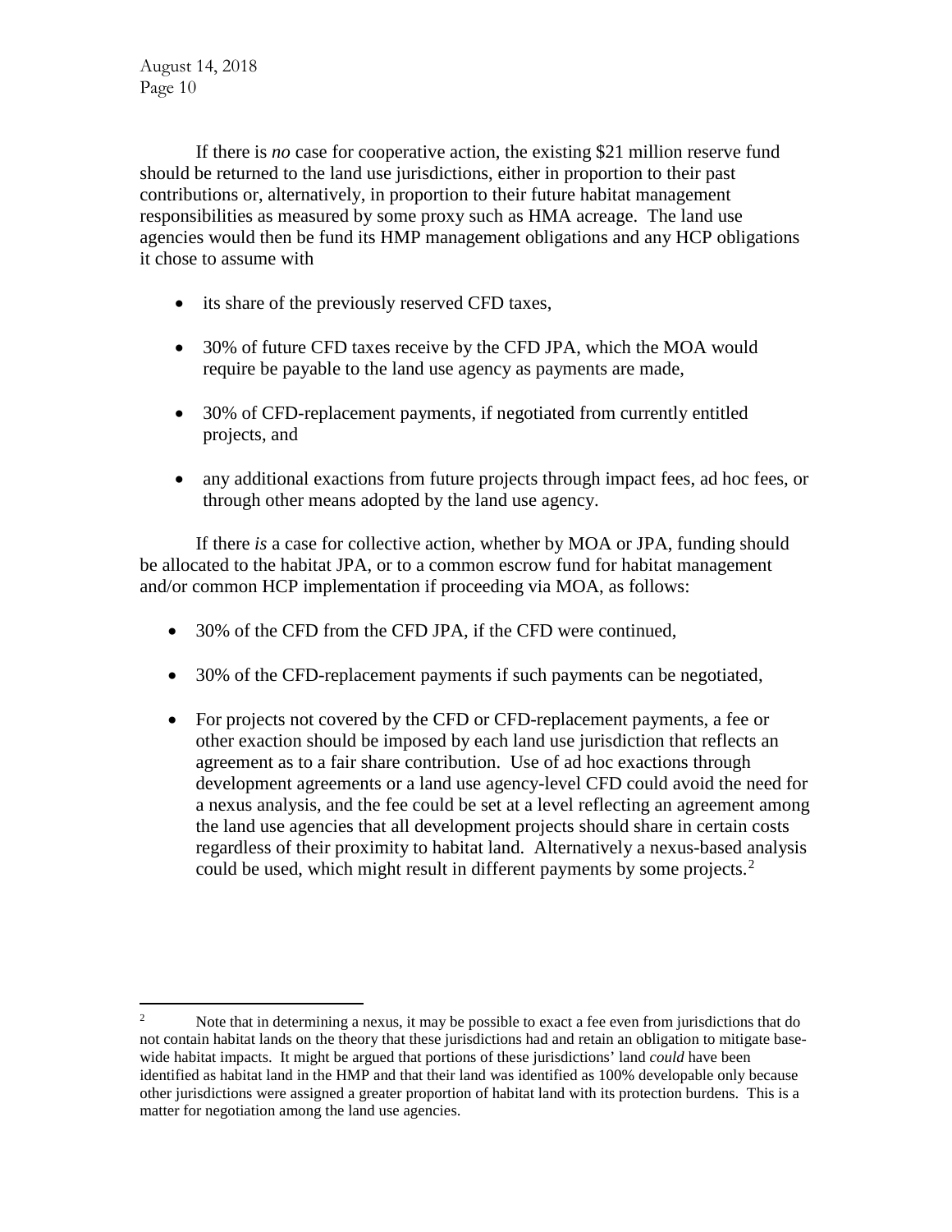If there is *no* case for cooperative action, the existing $21 million reserve fund should be returned to the land use jurisdictions, either in proportion to their past contributions or, alternatively, in proportion to their future habitat management responsibilities as measured by some proxy such as HMA acreage. The land use agencies would then be fund its HMP management obligations and any HCP obligations it chose to assume with

- its share of the previously reserved CFD taxes,
- 30% of future CFD taxes receive by the CFD JPA, which the MOA would require be payable to the land use agency as payments are made,
- 30% of CFD-replacement payments, if negotiated from currently entitled projects, and
- any additional exactions from future projects through impact fees, ad hoc fees, or through other means adopted by the land use agency.

If there *is* a case for collective action, whether by MOA or JPA, funding should be allocated to the habitat JPA, or to a common escrow fund for habitat management and/or common HCP implementation if proceeding via MOA, as follows:

- 30% of the CFD from the CFD JPA, if the CFD were continued,
- 30% of the CFD-replacement payments if such payments can be negotiated,
- For projects not covered by the CFD or CFD-replacement payments, a fee or other exaction should be imposed by each land use jurisdiction that reflects an agreement as to a fair share contribution. Use of ad hoc exactions through development agreements or a land use agency-level CFD could avoid the need for a nexus analysis, and the fee could be set at a level reflecting an agreement among the land use agencies that all development projects should share in certain costs regardless of their proximity to habitat land. Alternatively a nexus-based analysis could be used, which might result in different payments by some projects.[2]

---

[2] Note that in determining a nexus, it may be possible to exact a fee even from jurisdictions that do not contain habitat lands on the theory that these jurisdictions had and retain an obligation to mitigate base-wide habitat impacts. It might be argued that portions of these jurisdictions' land *could* have been identified as habitat land in the HMP and that their land was identified as 100% developable only because other jurisdictions were assigned a greater proportion of habitat land with its protection burdens. This is a matter for negotiation among the land use agencies.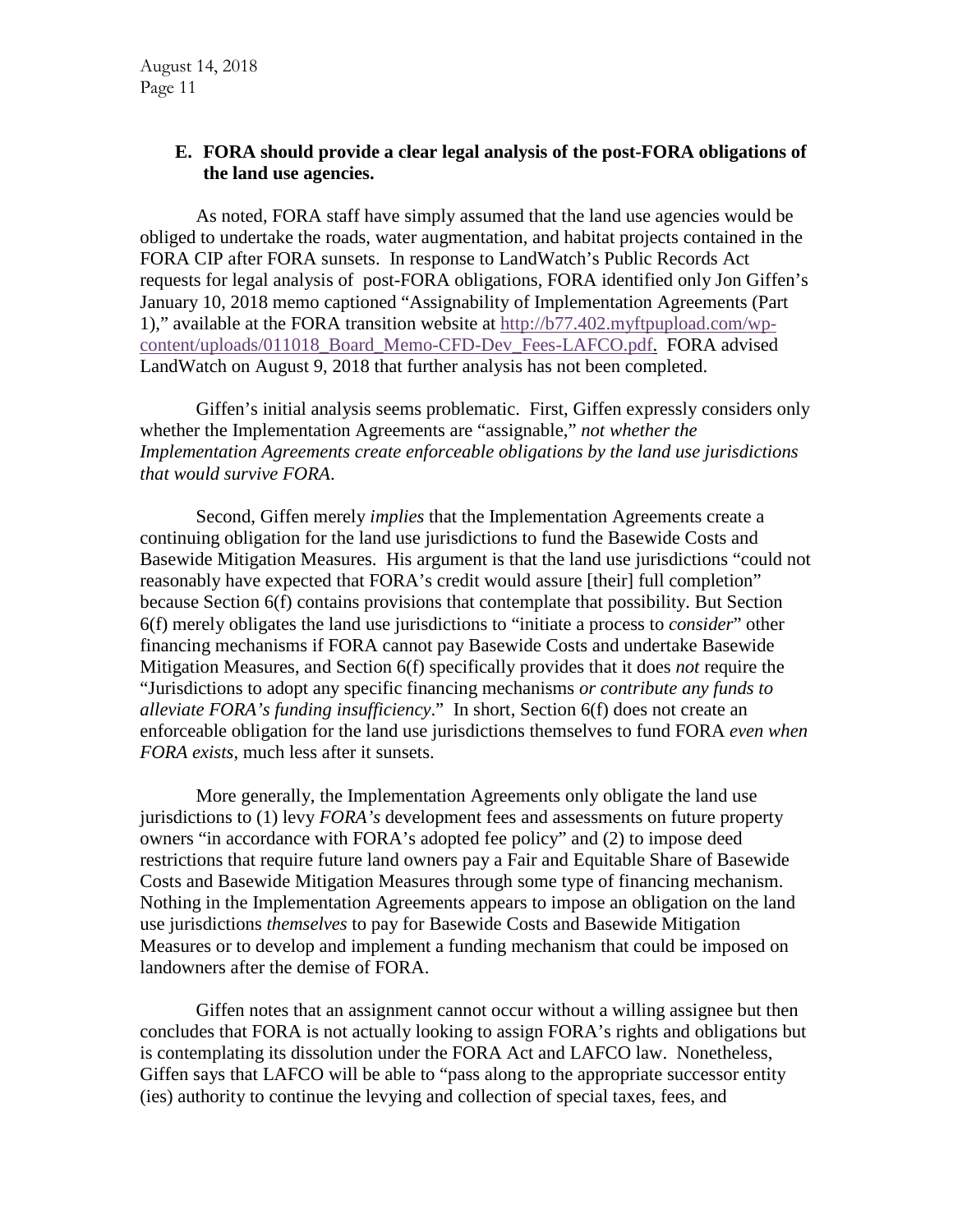### E. FORA should provide a clear legal analysis of the post-FORA obligations of the land use agencies.

As noted, FORA staff have simply assumed that the land use agencies would be obliged to undertake the roads, water augmentation, and habitat projects contained in the FORA CIP after FORA sunsets. In response to LandWatch's Public Records Act requests for legal analysis of post-FORA obligations, FORA identified only Jon Giffen's January 10, 2018 memo captioned "Assignability of Implementation Agreements (Part 1)," available at the FORA transition website at [http://b77.402.myftpupload.com/wp-content/uploads/011018_Board_Memo-CFD-Dev_Fees-LAFCO.pdf](http://b77.402.myftpupload.com/wp-content/uploads/011018_Board_Memo-CFD-Dev_Fees-LAFCO.pdf). FORA advised LandWatch on August 9, 2018 that further analysis has not been completed.

Giffen's initial analysis seems problematic. First, Giffen expressly considers only whether the Implementation Agreements are "assignable," *not whether the Implementation Agreements create enforceable obligations by the land use jurisdictions that would survive FORA*.

Second, Giffen merely *implies* that the Implementation Agreements create a continuing obligation for the land use jurisdictions to fund the Basewide Costs and Basewide Mitigation Measures. His argument is that the land use jurisdictions "could not reasonably have expected that FORA's credit would assure [their] full completion" because Section 6(f) contains provisions that contemplate that possibility. But Section 6(f) merely obligates the land use jurisdictions to "initiate a process to *consider*" other financing mechanisms if FORA cannot pay Basewide Costs and undertake Basewide Mitigation Measures, and Section 6(f) specifically provides that it does *not* require the "Jurisdictions to adopt any specific financing mechanisms *or contribute any funds to alleviate FORA's funding insufficiency*." In short, Section 6(f) does not create an enforceable obligation for the land use jurisdictions themselves to fund FORA *even when FORA exists*, much less after it sunsets.

More generally, the Implementation Agreements only obligate the land use jurisdictions to (1) levy *FORA's* development fees and assessments on future property owners "in accordance with FORA's adopted fee policy" and (2) to impose deed restrictions that require future land owners pay a Fair and Equitable Share of Basewide Costs and Basewide Mitigation Measures through some type of financing mechanism. Nothing in the Implementation Agreements appears to impose an obligation on the land use jurisdictions *themselves* to pay for Basewide Costs and Basewide Mitigation Measures or to develop and implement a funding mechanism that could be imposed on landowners after the demise of FORA.

Giffen notes that an assignment cannot occur without a willing assignee but then concludes that FORA is not actually looking to assign FORA's rights and obligations but is contemplating its dissolution under the FORA Act and LAFCO law. Nonetheless, Giffen says that LAFCO will be able to "pass along to the appropriate successor entity (ies) authority to continue the levying and collection of special taxes, fees, and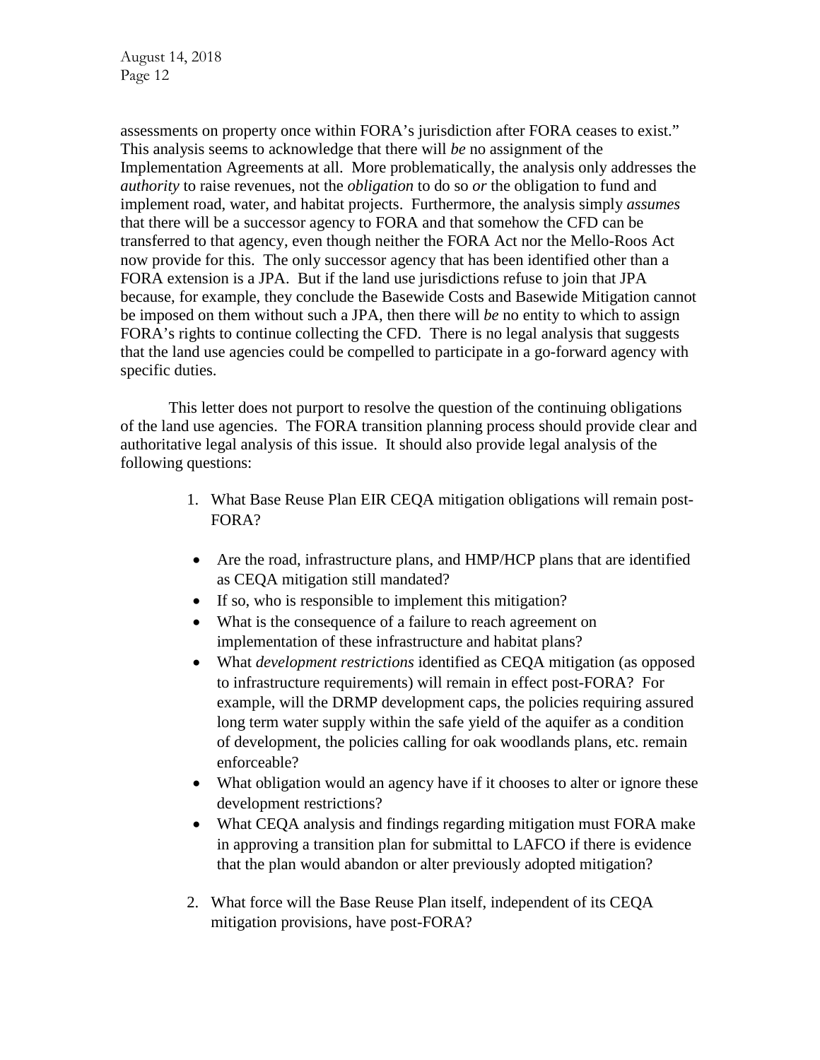assessments on property once within FORA's jurisdiction after FORA ceases to exist." This analysis seems to acknowledge that there will *be* no assignment of the Implementation Agreements at all. More problematically, the analysis only addresses the *authority* to raise revenues, not the *obligation* to do so *or* the obligation to fund and implement road, water, and habitat projects. Furthermore, the analysis simply *assumes* that there will be a successor agency to FORA and that somehow the CFD can be transferred to that agency, even though neither the FORA Act nor the Mello-Roos Act now provide for this. The only successor agency that has been identified other than a FORA extension is a JPA. But if the land use jurisdictions refuse to join that JPA because, for example, they conclude the Basewide Costs and Basewide Mitigation cannot be imposed on them without such a JPA, then there will *be* no entity to which to assign FORA's rights to continue collecting the CFD. There is no legal analysis that suggests that the land use agencies could be compelled to participate in a go-forward agency with specific duties.

This letter does not purport to resolve the question of the continuing obligations of the land use agencies. The FORA transition planning process should provide clear and authoritative legal analysis of this issue. It should also provide legal analysis of the following questions:

1. What Base Reuse Plan EIR CEQA mitigation obligations will remain post-FORA?

   - Are the road, infrastructure plans, and HMP/HCP plans that are identified as CEQA mitigation still mandated?
   - If so, who is responsible to implement this mitigation?
   - What is the consequence of a failure to reach agreement on implementation of these infrastructure and habitat plans?
   - What *development restrictions* identified as CEQA mitigation (as opposed to infrastructure requirements) will remain in effect post-FORA? For example, will the DRMP development caps, the policies requiring assured long term water supply within the safe yield of the aquifer as a condition of development, the policies calling for oak woodlands plans, etc. remain enforceable?
   - What obligation would an agency have if it chooses to alter or ignore these development restrictions?
   - What CEQA analysis and findings regarding mitigation must FORA make in approving a transition plan for submittal to LAFCO if there is evidence that the plan would abandon or alter previously adopted mitigation?

2. What force will the Base Reuse Plan itself, independent of its CEQA mitigation provisions, have post-FORA?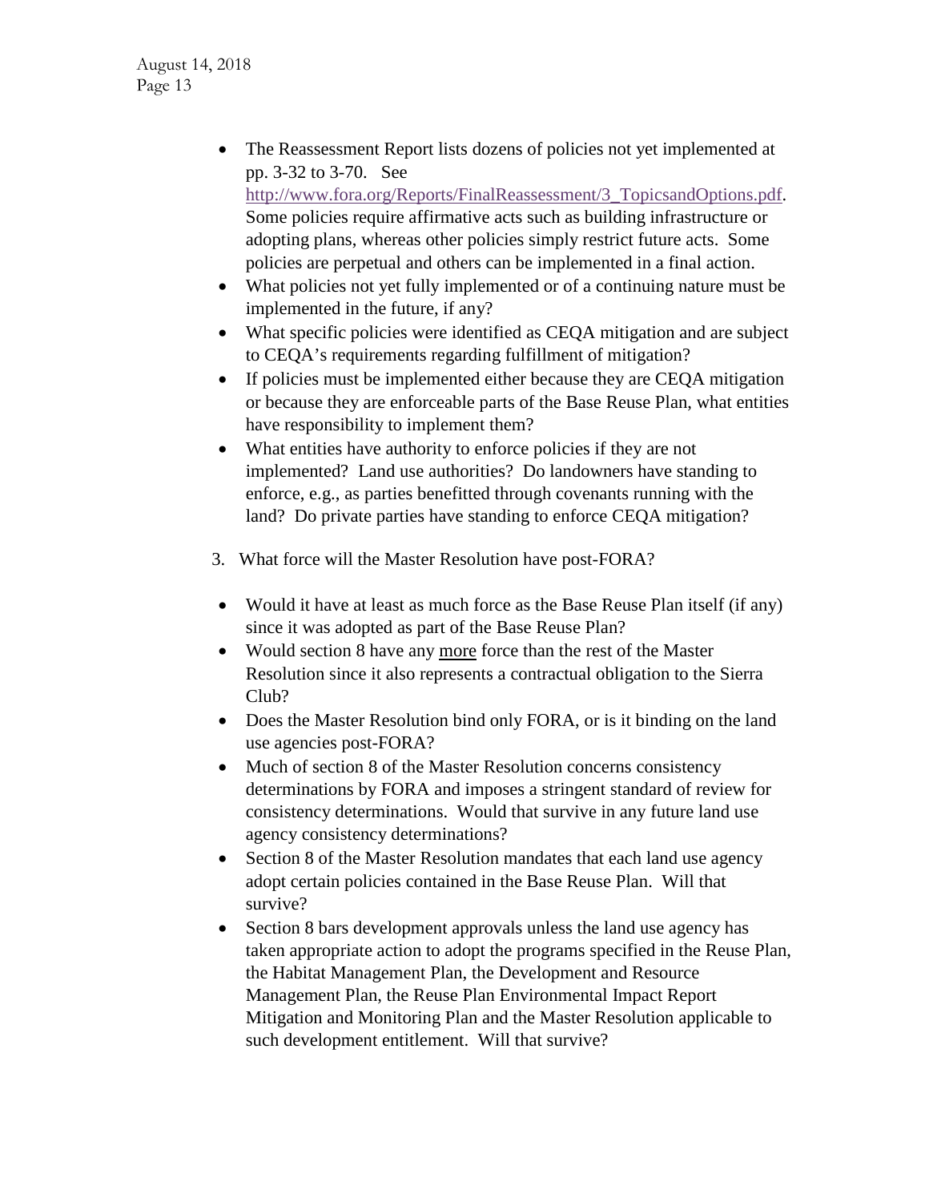- The Reassessment Report lists dozens of policies not yet implemented at pp. 3-32 to 3-70. See http://www.fora.org/Reports/FinalReassessment/3_TopicsandOptions.pdf. Some policies require affirmative acts such as building infrastructure or adopting plans, whereas other policies simply restrict future acts. Some policies are perpetual and others can be implemented in a final action.
- What policies not yet fully implemented or of a continuing nature must be implemented in the future, if any?
- What specific policies were identified as CEQA mitigation and are subject to CEQA's requirements regarding fulfillment of mitigation?
- If policies must be implemented either because they are CEQA mitigation or because they are enforceable parts of the Base Reuse Plan, what entities have responsibility to implement them?
- What entities have authority to enforce policies if they are not implemented? Land use authorities? Do landowners have standing to enforce, e.g., as parties benefitted through covenants running with the land? Do private parties have standing to enforce CEQA mitigation?

3. What force will the Master Resolution have post-FORA?

- Would it have at least as much force as the Base Reuse Plan itself (if any) since it was adopted as part of the Base Reuse Plan?
- Would section 8 have any more force than the rest of the Master Resolution since it also represents a contractual obligation to the Sierra Club?
- Does the Master Resolution bind only FORA, or is it binding on the land use agencies post-FORA?
- Much of section 8 of the Master Resolution concerns consistency determinations by FORA and imposes a stringent standard of review for consistency determinations. Would that survive in any future land use agency consistency determinations?
- Section 8 of the Master Resolution mandates that each land use agency adopt certain policies contained in the Base Reuse Plan. Will that survive?
- Section 8 bars development approvals unless the land use agency has taken appropriate action to adopt the programs specified in the Reuse Plan, the Habitat Management Plan, the Development and Resource Management Plan, the Reuse Plan Environmental Impact Report Mitigation and Monitoring Plan and the Master Resolution applicable to such development entitlement. Will that survive?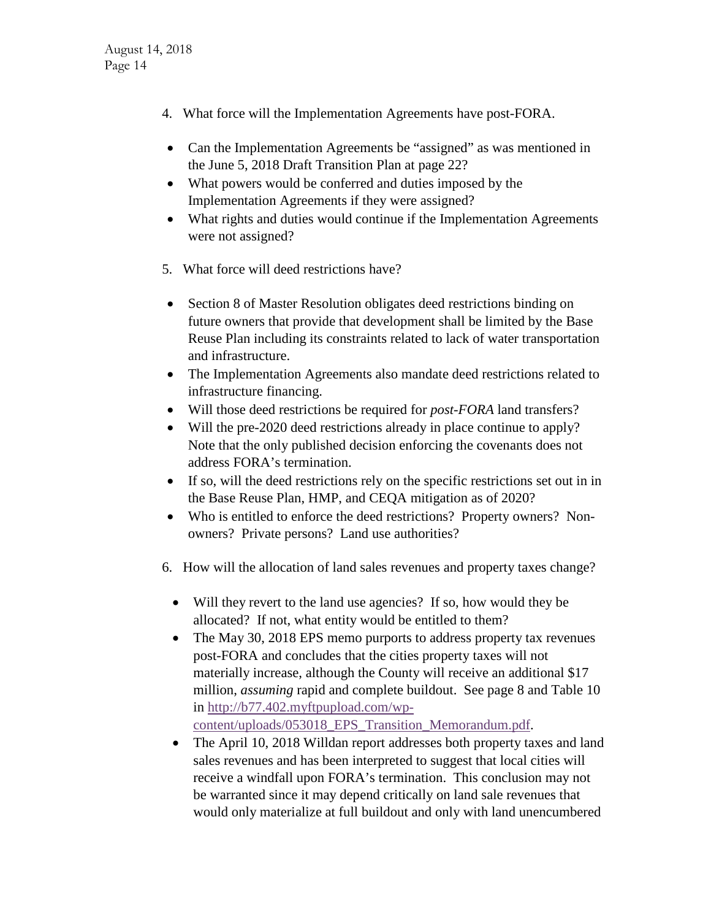4. What force will the Implementation Agreements have post-FORA.

    - Can the Implementation Agreements be "assigned" as was mentioned in the June 5, 2018 Draft Transition Plan at page 22?
    - What powers would be conferred and duties imposed by the Implementation Agreements if they were assigned?
    - What rights and duties would continue if the Implementation Agreements were not assigned?

5. What force will deed restrictions have?

    - Section 8 of Master Resolution obligates deed restrictions binding on future owners that provide that development shall be limited by the Base Reuse Plan including its constraints related to lack of water transportation and infrastructure.
    - The Implementation Agreements also mandate deed restrictions related to infrastructure financing.
    - Will those deed restrictions be required for *post-FORA* land transfers?
    - Will the pre-2020 deed restrictions already in place continue to apply? Note that the only published decision enforcing the covenants does not address FORA's termination.
    - If so, will the deed restrictions rely on the specific restrictions set out in in the Base Reuse Plan, HMP, and CEQA mitigation as of 2020?
    - Who is entitled to enforce the deed restrictions? Property owners? Non-owners? Private persons? Land use authorities?

6. How will the allocation of land sales revenues and property taxes change?

    - Will they revert to the land use agencies? If so, how would they be allocated? If not, what entity would be entitled to them?
    - The May 30, 2018 EPS memo purports to address property tax revenues post-FORA and concludes that the cities property taxes will not materially increase, although the County will receive an additional $17 million, *assuming* rapid and complete buildout. See page 8 and Table 10 in [http://b77.402.myftpupload.com/wp-content/uploads/053018_EPS_Transition_Memorandum.pdf](http://b77.402.myftpupload.com/wp-content/uploads/053018_EPS_Transition_Memorandum.pdf).
    - The April 10, 2018 Willdan report addresses both property taxes and land sales revenues and has been interpreted to suggest that local cities will receive a windfall upon FORA's termination. This conclusion may not be warranted since it may depend critically on land sale revenues that would only materialize at full buildout and only with land unencumbered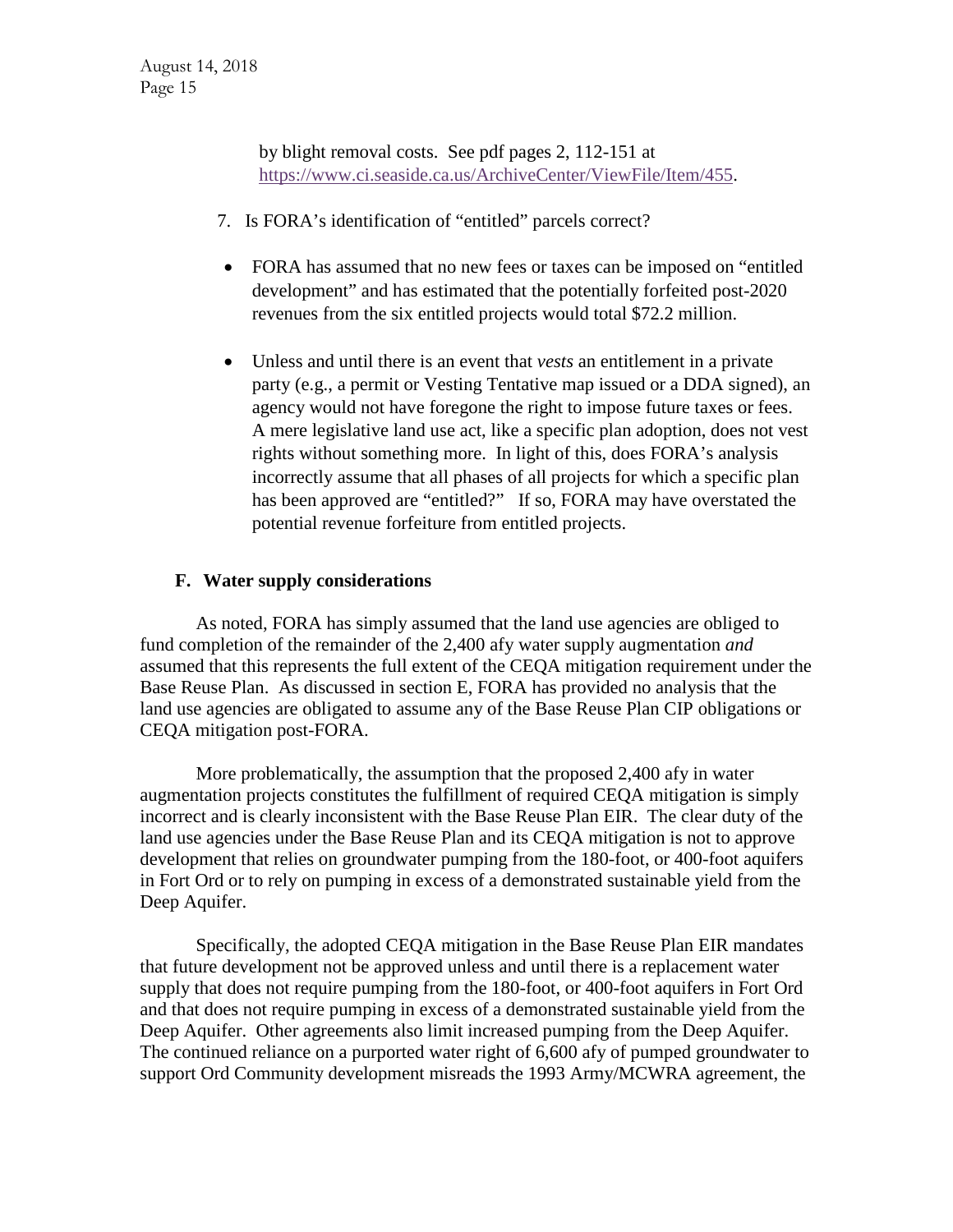by blight removal costs. See pdf pages 2, 112-151 at [https://www.ci.seaside.ca.us/ArchiveCenter/ViewFile/Item/455](https://www.ci.seaside.ca.us/ArchiveCenter/ViewFile/Item/455).

7. Is FORA's identification of "entitled" parcels correct?

- FORA has assumed that no new fees or taxes can be imposed on "entitled development" and has estimated that the potentially forfeited post-2020 revenues from the six entitled projects would total $72.2 million.

- Unless and until there is an event that *vests* an entitlement in a private party (e.g., a permit or Vesting Tentative map issued or a DDA signed), an agency would not have foregone the right to impose future taxes or fees. A mere legislative land use act, like a specific plan adoption, does not vest rights without something more. In light of this, does FORA's analysis incorrectly assume that all phases of all projects for which a specific plan has been approved are "entitled?" If so, FORA may have overstated the potential revenue forfeiture from entitled projects.

### F. Water supply considerations

As noted, FORA has simply assumed that the land use agencies are obliged to fund completion of the remainder of the 2,400 afy water supply augmentation *and* assumed that this represents the full extent of the CEQA mitigation requirement under the Base Reuse Plan. As discussed in section E, FORA has provided no analysis that the land use agencies are obligated to assume any of the Base Reuse Plan CIP obligations or CEQA mitigation post-FORA.

More problematically, the assumption that the proposed 2,400 afy in water augmentation projects constitutes the fulfillment of required CEQA mitigation is simply incorrect and is clearly inconsistent with the Base Reuse Plan EIR. The clear duty of the land use agencies under the Base Reuse Plan and its CEQA mitigation is not to approve development that relies on groundwater pumping from the 180-foot, or 400-foot aquifers in Fort Ord or to rely on pumping in excess of a demonstrated sustainable yield from the Deep Aquifer.

Specifically, the adopted CEQA mitigation in the Base Reuse Plan EIR mandates that future development not be approved unless and until there is a replacement water supply that does not require pumping from the 180-foot, or 400-foot aquifers in Fort Ord and that does not require pumping in excess of a demonstrated sustainable yield from the Deep Aquifer. Other agreements also limit increased pumping from the Deep Aquifer. The continued reliance on a purported water right of 6,600 afy of pumped groundwater to support Ord Community development misreads the 1993 Army/MCWRA agreement, the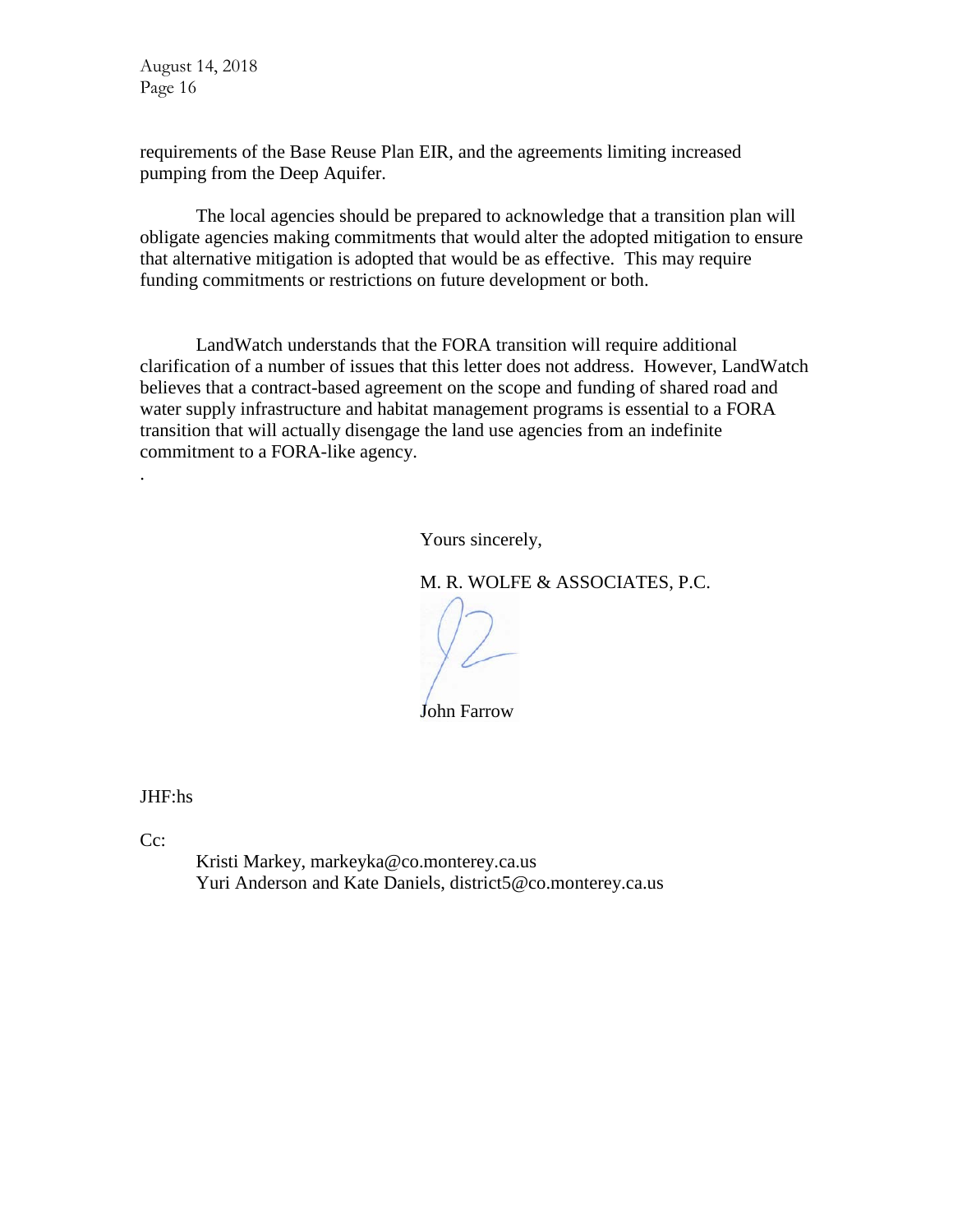requirements of the Base Reuse Plan EIR, and the agreements limiting increased pumping from the Deep Aquifer.

The local agencies should be prepared to acknowledge that a transition plan will obligate agencies making commitments that would alter the adopted mitigation to ensure that alternative mitigation is adopted that would be as effective. This may require funding commitments or restrictions on future development or both.

LandWatch understands that the FORA transition will require additional clarification of a number of issues that this letter does not address. However, LandWatch believes that a contract-based agreement on the scope and funding of shared road and water supply infrastructure and habitat management programs is essential to a FORA transition that will actually disengage the land use agencies from an indefinite commitment to a FORA-like agency.

.

Yours sincerely,

M. R. WOLFE & ASSOCIATES, P.C.

John Farrow

JHF:hs

Cc:

Kristi Markey, markeyka@co.monterey.ca.us
Yuri Anderson and Kate Daniels, district5@co.monterey.ca.us